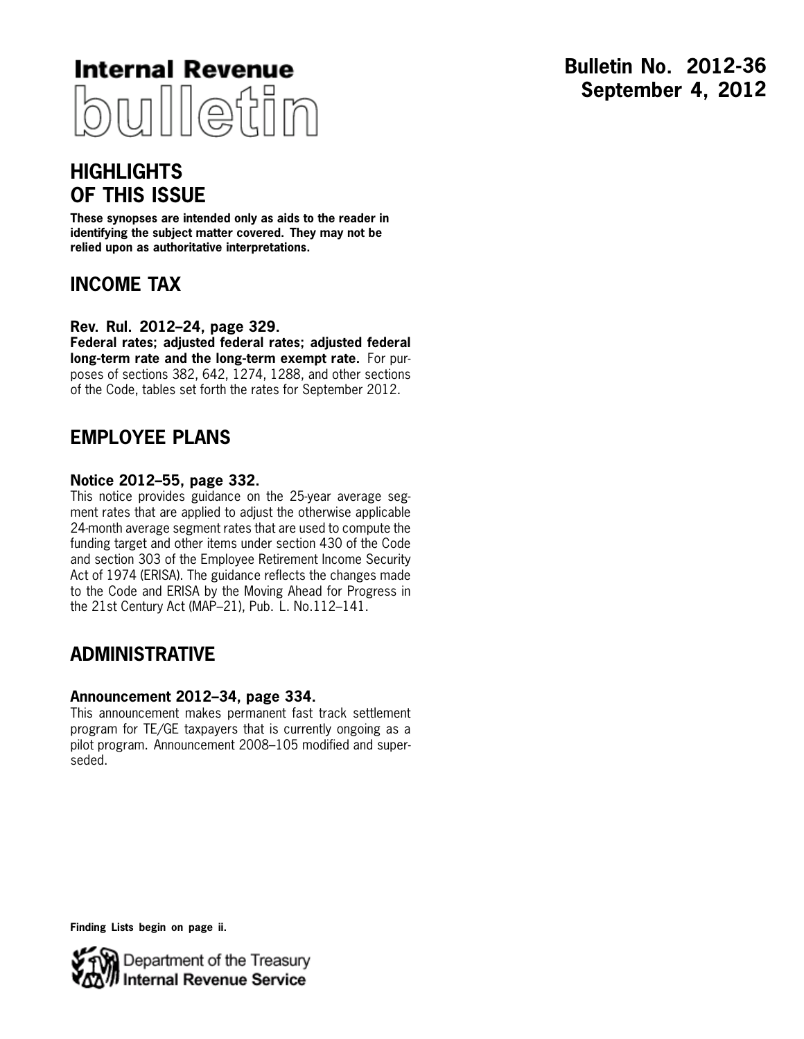# Internal Revenue bulletin

**Bulletin No. 2012-36**
**September 4, 2012**

## HIGHLIGHTS OF THIS ISSUE

**These synopses are intended only as aids to the reader in identifying the subject matter covered. They may not be relied upon as authoritative interpretations.**

## INCOME TAX

### Rev. Rul. 2012–24, page 329.

**Federal rates; adjusted federal rates; adjusted federal long-term rate and the long-term exempt rate.** For purposes of sections 382, 642, 1274, 1288, and other sections of the Code, tables set forth the rates for September 2012.

## EMPLOYEE PLANS

### Notice 2012–55, page 332.

This notice provides guidance on the 25-year average segment rates that are applied to adjust the otherwise applicable 24-month average segment rates that are used to compute the funding target and other items under section 430 of the Code and section 303 of the Employee Retirement Income Security Act of 1974 (ERISA). The guidance reflects the changes made to the Code and ERISA by the Moving Ahead for Progress in the 21st Century Act (MAP–21), Pub. L. No.112–141.

## ADMINISTRATIVE

### Announcement 2012–34, page 334.

This announcement makes permanent fast track settlement program for TE/GE taxpayers that is currently ongoing as a pilot program. Announcement 2008–105 modified and superseded.

**Finding Lists begin on page ii.**

Department of the Treasury
Internal Revenue Service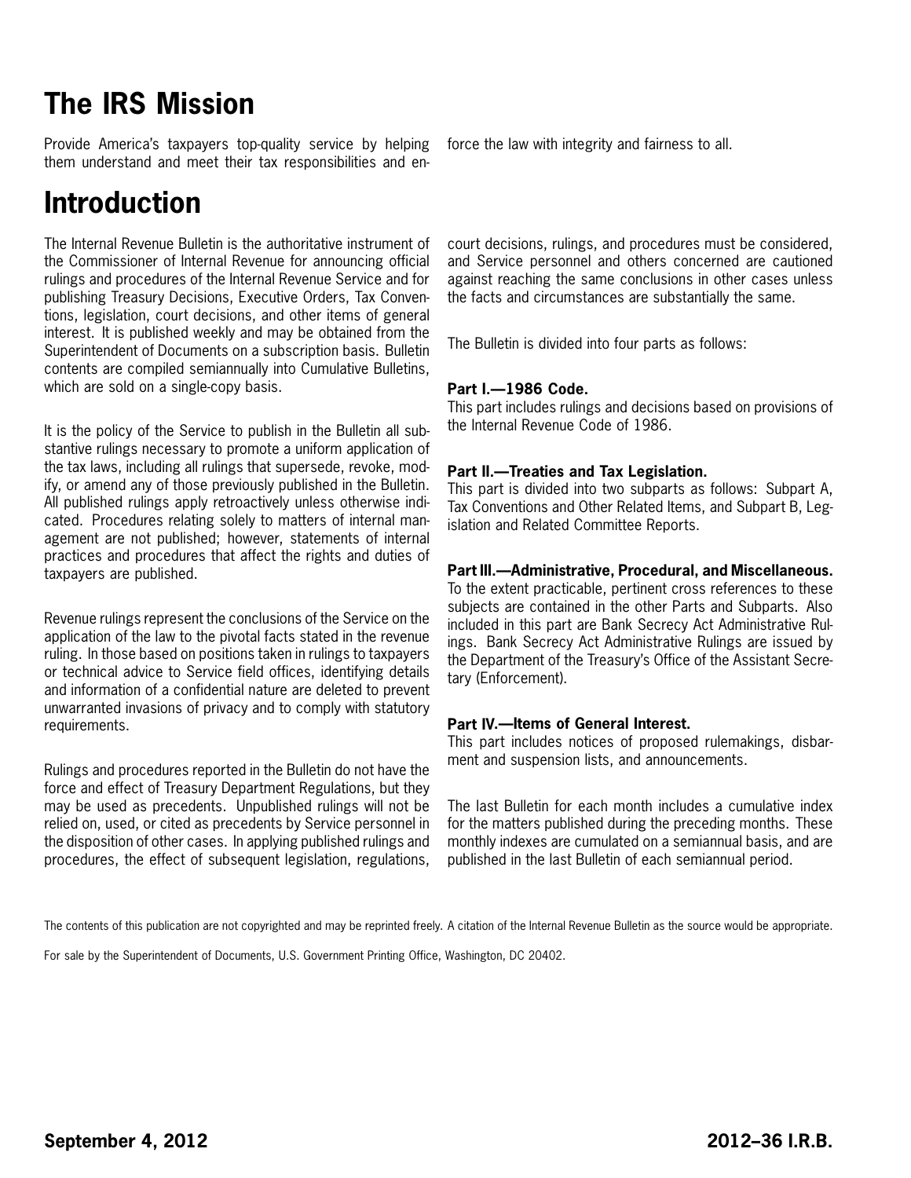# The IRS Mission

Provide America's taxpayers top-quality service by helping them understand and meet their tax responsibilities and enforce the law with integrity and fairness to all.

# Introduction

The Internal Revenue Bulletin is the authoritative instrument of the Commissioner of Internal Revenue for announcing official rulings and procedures of the Internal Revenue Service and for publishing Treasury Decisions, Executive Orders, Tax Conventions, legislation, court decisions, and other items of general interest. It is published weekly and may be obtained from the Superintendent of Documents on a subscription basis. Bulletin contents are compiled semiannually into Cumulative Bulletins, which are sold on a single-copy basis.

It is the policy of the Service to publish in the Bulletin all substantive rulings necessary to promote a uniform application of the tax laws, including all rulings that supersede, revoke, modify, or amend any of those previously published in the Bulletin. All published rulings apply retroactively unless otherwise indicated. Procedures relating solely to matters of internal management are not published; however, statements of internal practices and procedures that affect the rights and duties of taxpayers are published.

Revenue rulings represent the conclusions of the Service on the application of the law to the pivotal facts stated in the revenue ruling. In those based on positions taken in rulings to taxpayers or technical advice to Service field offices, identifying details and information of a confidential nature are deleted to prevent unwarranted invasions of privacy and to comply with statutory requirements.

Rulings and procedures reported in the Bulletin do not have the force and effect of Treasury Department Regulations, but they may be used as precedents. Unpublished rulings will not be relied on, used, or cited as precedents by Service personnel in the disposition of other cases. In applying published rulings and procedures, the effect of subsequent legislation, regulations, court decisions, rulings, and procedures must be considered, and Service personnel and others concerned are cautioned against reaching the same conclusions in other cases unless the facts and circumstances are substantially the same.

The Bulletin is divided into four parts as follows:

**Part I.—1986 Code.**
This part includes rulings and decisions based on provisions of the Internal Revenue Code of 1986.

**Part II.—Treaties and Tax Legislation.**
This part is divided into two subparts as follows: Subpart A, Tax Conventions and Other Related Items, and Subpart B, Legislation and Related Committee Reports.

**Part III.—Administrative, Procedural, and Miscellaneous.**
To the extent practicable, pertinent cross references to these subjects are contained in the other Parts and Subparts. Also included in this part are Bank Secrecy Act Administrative Rulings. Bank Secrecy Act Administrative Rulings are issued by the Department of the Treasury's Office of the Assistant Secretary (Enforcement).

**Part IV.—Items of General Interest.**
This part includes notices of proposed rulemakings, disbarment and suspension lists, and announcements.

The last Bulletin for each month includes a cumulative index for the matters published during the preceding months. These monthly indexes are cumulated on a semiannual basis, and are published in the last Bulletin of each semiannual period.

The contents of this publication are not copyrighted and may be reprinted freely. A citation of the Internal Revenue Bulletin as the source would be appropriate.

For sale by the Superintendent of Documents, U.S. Government Printing Office, Washington, DC 20402.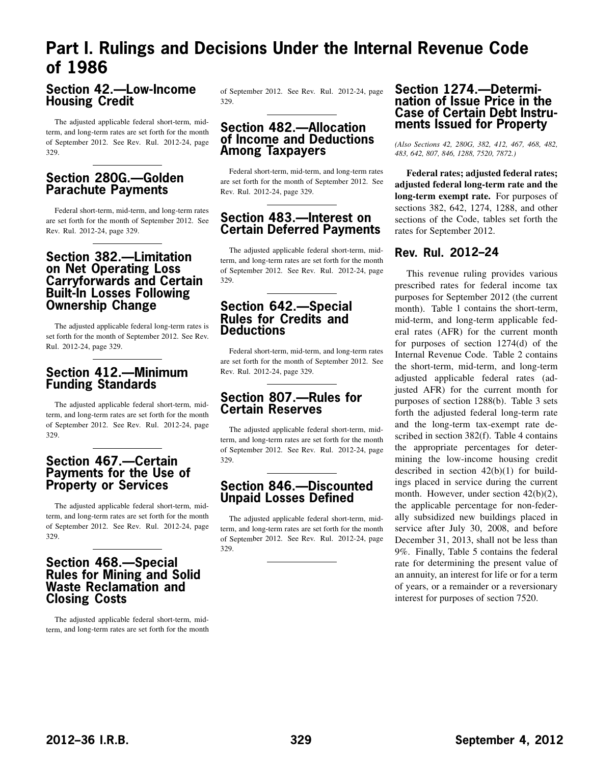# Part I. Rulings and Decisions Under the Internal Revenue Code of 1986

## Section 42.—Low-Income Housing Credit

The adjusted applicable federal short-term, mid-term, and long-term rates are set forth for the month of September 2012. See Rev. Rul. 2012-24, page 329.

## Section 280G.—Golden Parachute Payments

Federal short-term, mid-term, and long-term rates are set forth for the month of September 2012. See Rev. Rul. 2012-24, page 329.

## Section 382.—Limitation on Net Operating Loss Carryforwards and Certain Built-In Losses Following Ownership Change

The adjusted applicable federal long-term rates is set forth for the month of September 2012. See Rev. Rul. 2012-24, page 329.

## Section 412.—Minimum Funding Standards

The adjusted applicable federal short-term, mid-term, and long-term rates are set forth for the month of September 2012. See Rev. Rul. 2012-24, page 329.

## Section 467.—Certain Payments for the Use of Property or Services

The adjusted applicable federal short-term, mid-term, and long-term rates are set forth for the month of September 2012. See Rev. Rul. 2012-24, page 329.

## Section 468.—Special Rules for Mining and Solid Waste Reclamation and Closing Costs

The adjusted applicable federal short-term, mid-term, and long-term rates are set forth for the month of September 2012. See Rev. Rul. 2012-24, page 329.

## Section 482.—Allocation of Income and Deductions Among Taxpayers

Federal short-term, mid-term, and long-term rates are set forth for the month of September 2012. See Rev. Rul. 2012-24, page 329.

## Section 483.—Interest on Certain Deferred Payments

The adjusted applicable federal short-term, mid-term, and long-term rates are set forth for the month of September 2012. See Rev. Rul. 2012-24, page 329.

## Section 642.—Special Rules for Credits and Deductions

Federal short-term, mid-term, and long-term rates are set forth for the month of September 2012. See Rev. Rul. 2012-24, page 329.

## Section 807.—Rules for Certain Reserves

The adjusted applicable federal short-term, mid-term, and long-term rates are set forth for the month of September 2012. See Rev. Rul. 2012-24, page 329.

## Section 846.—Discounted Unpaid Losses Defined

The adjusted applicable federal short-term, mid-term, and long-term rates are set forth for the month of September 2012. See Rev. Rul. 2012-24, page 329.

## Section 1274.—Determination of Issue Price in the Case of Certain Debt Instruments Issued for Property

*(Also Sections 42, 280G, 382, 412, 467, 468, 482, 483, 642, 807, 846, 1288, 7520, 7872.)*

**Federal rates; adjusted federal rates; adjusted federal long-term rate and the long-term exempt rate.** For purposes of sections 382, 642, 1274, 1288, and other sections of the Code, tables set forth the rates for September 2012.

## Rev. Rul. 2012–24

This revenue ruling provides various prescribed rates for federal income tax purposes for September 2012 (the current month). Table 1 contains the short-term, mid-term, and long-term applicable federal rates (AFR) for the current month for purposes of section 1274(d) of the Internal Revenue Code. Table 2 contains the short-term, mid-term, and long-term adjusted applicable federal rates (adjusted AFR) for the current month for purposes of section 1288(b). Table 3 sets forth the adjusted federal long-term rate and the long-term tax-exempt rate described in section 382(f). Table 4 contains the appropriate percentages for determining the low-income housing credit described in section 42(b)(1) for buildings placed in service during the current month. However, under section 42(b)(2), the applicable percentage for non-federally subsidized new buildings placed in service after July 30, 2008, and before December 31, 2013, shall not be less than 9%. Finally, Table 5 contains the federal rate for determining the present value of an annuity, an interest for life or for a term of years, or a remainder or a reversionary interest for purposes of section 7520.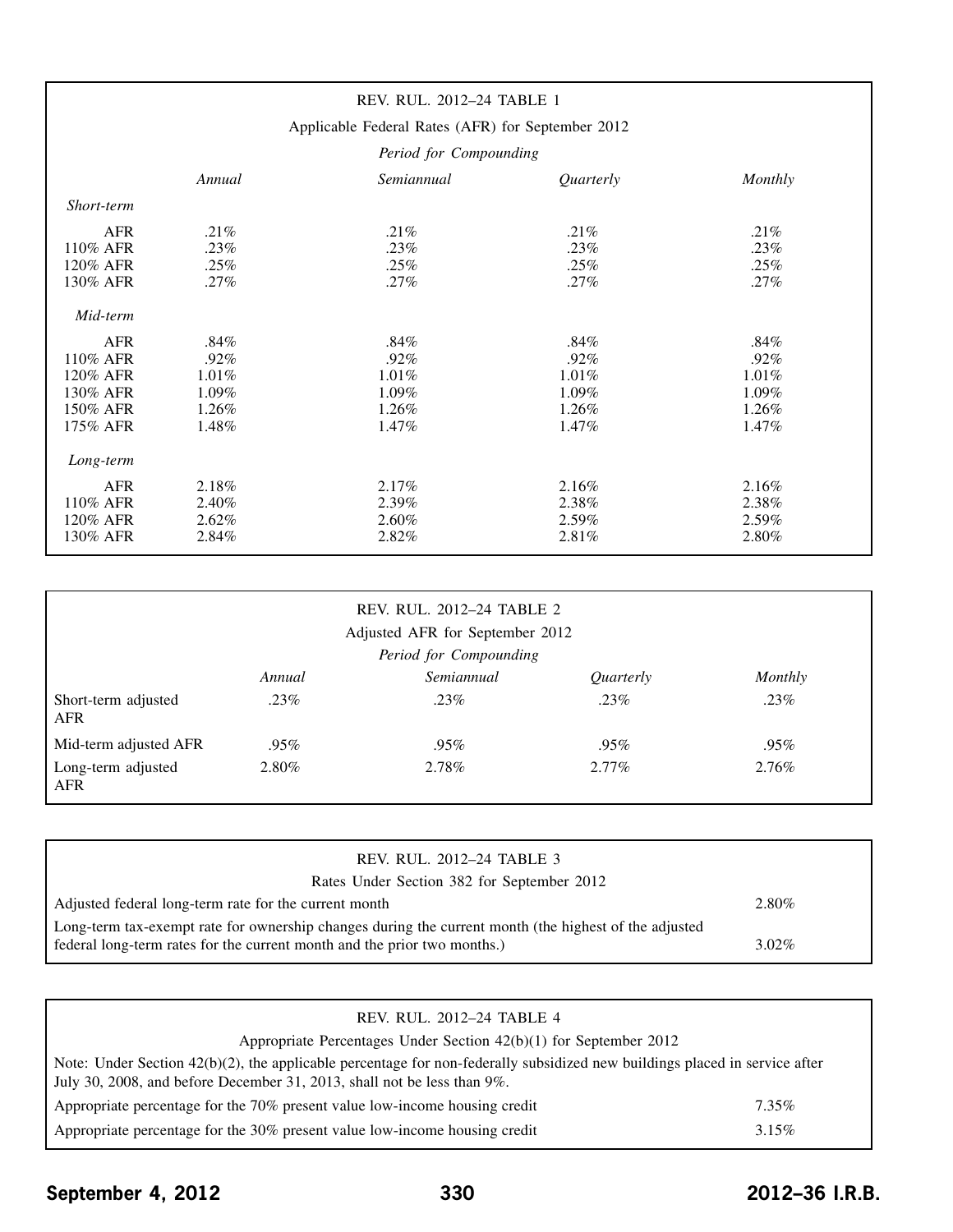| REV. RUL. 2012–24 TABLE 1 | | | | |
|---|---|---|---|---|
| Applicable Federal Rates (AFR) for September 2012 | | | | |
| | *Period for Compounding* | | | |
| | *Annual* | *Semiannual* | *Quarterly* | *Monthly* |
| *Short-term* | | | | |
| AFR | .21% | .21% | .21% | .21% |
| 110% AFR | .23% | .23% | .23% | .23% |
| 120% AFR | .25% | .25% | .25% | .25% |
| 130% AFR | .27% | .27% | .27% | .27% |
| *Mid-term* | | | | |
| AFR | .84% | .84% | .84% | .84% |
| 110% AFR | .92% | .92% | .92% | .92% |
| 120% AFR | 1.01% | 1.01% | 1.01% | 1.01% |
| 130% AFR | 1.09% | 1.09% | 1.09% | 1.09% |
| 150% AFR | 1.26% | 1.26% | 1.26% | 1.26% |
| 175% AFR | 1.48% | 1.47% | 1.47% | 1.47% |
| *Long-term* | | | | |
| AFR | 2.18% | 2.17% | 2.16% | 2.16% |
| 110% AFR | 2.40% | 2.39% | 2.38% | 2.38% |
| 120% AFR | 2.62% | 2.60% | 2.59% | 2.59% |
| 130% AFR | 2.84% | 2.82% | 2.81% | 2.80% |

| REV. RUL. 2012–24 TABLE 2 | | | | |
|---|---|---|---|---|
| Adjusted AFR for September 2012 | | | | |
| | *Period for Compounding* | | | |
| | *Annual* | *Semiannual* | *Quarterly* | *Monthly* |
| Short-term adjusted AFR | .23% | .23% | .23% | .23% |
| Mid-term adjusted AFR | .95% | .95% | .95% | .95% |
| Long-term adjusted AFR | 2.80% | 2.78% | 2.77% | 2.76% |

| REV. RUL. 2012–24 TABLE 3 | |
|---|---|
| Rates Under Section 382 for September 2012 | |
| Adjusted federal long-term rate for the current month | 2.80% |
| Long-term tax-exempt rate for ownership changes during the current month (the highest of the adjusted federal long-term rates for the current month and the prior two months.) | 3.02% |

| REV. RUL. 2012–24 TABLE 4 | |
|---|---|
| Appropriate Percentages Under Section 42(b)(1) for September 2012 | |
| Note: Under Section 42(b)(2), the applicable percentage for non-federally subsidized new buildings placed in service after July 30, 2008, and before December 31, 2013, shall not be less than 9%. | |
| Appropriate percentage for the 70% present value low-income housing credit | 7.35% |
| Appropriate percentage for the 30% present value low-income housing credit | 3.15% |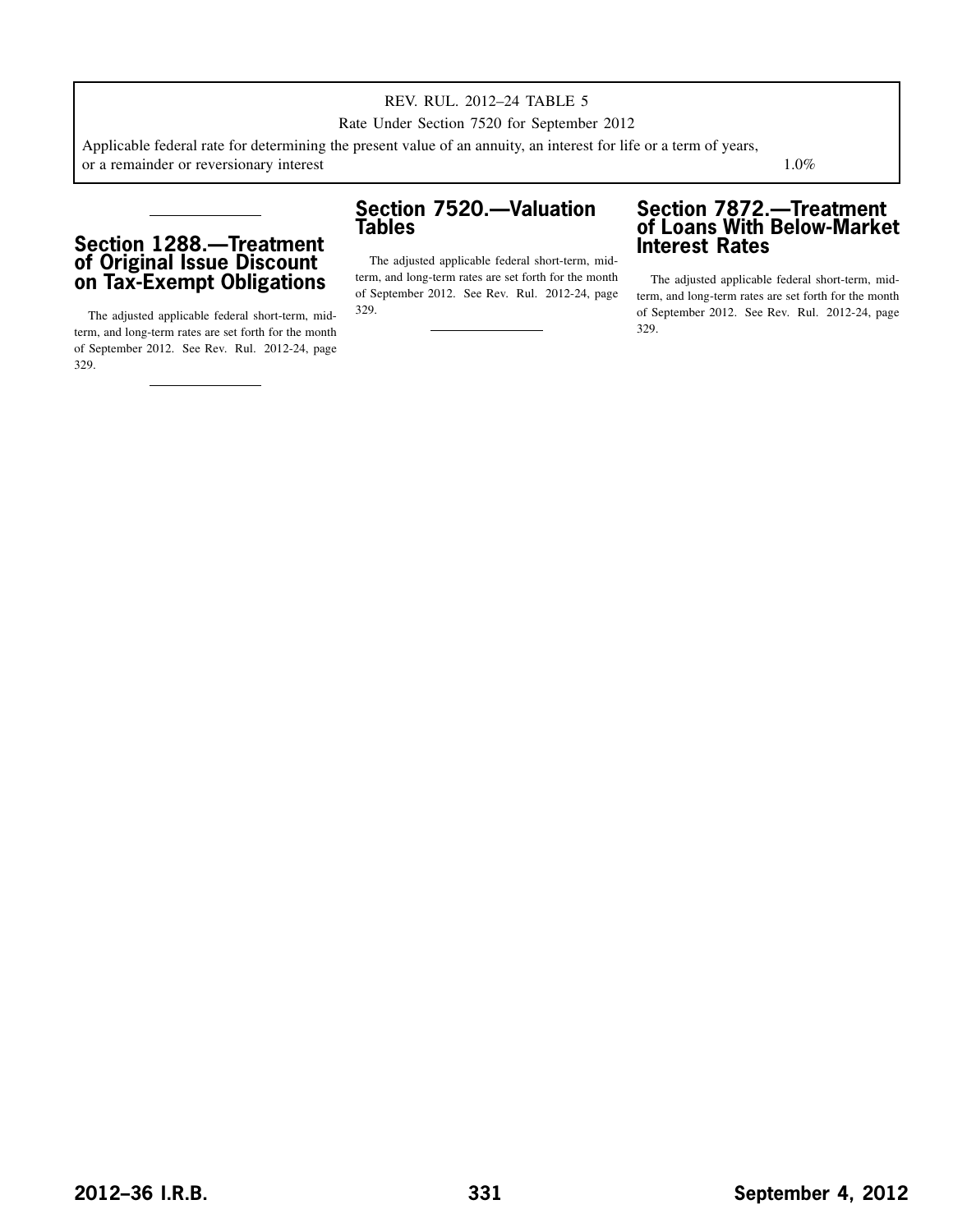| REV. RUL. 2012–24 TABLE 5 | |
|---|---|
| Rate Under Section 7520 for September 2012 | |
| Applicable federal rate for determining the present value of an annuity, an interest for life or a term of years, or a remainder or reversionary interest | 1.0% |

## Section 1288.—Treatment of Original Issue Discount on Tax-Exempt Obligations

The adjusted applicable federal short-term, mid-term, and long-term rates are set forth for the month of September 2012. See Rev. Rul. 2012-24, page 329.

## Section 7520.—Valuation Tables

The adjusted applicable federal short-term, mid-term, and long-term rates are set forth for the month of September 2012. See Rev. Rul. 2012-24, page 329.

## Section 7872.—Treatment of Loans With Below-Market Interest Rates

The adjusted applicable federal short-term, mid-term, and long-term rates are set forth for the month of September 2012. See Rev. Rul. 2012-24, page 329.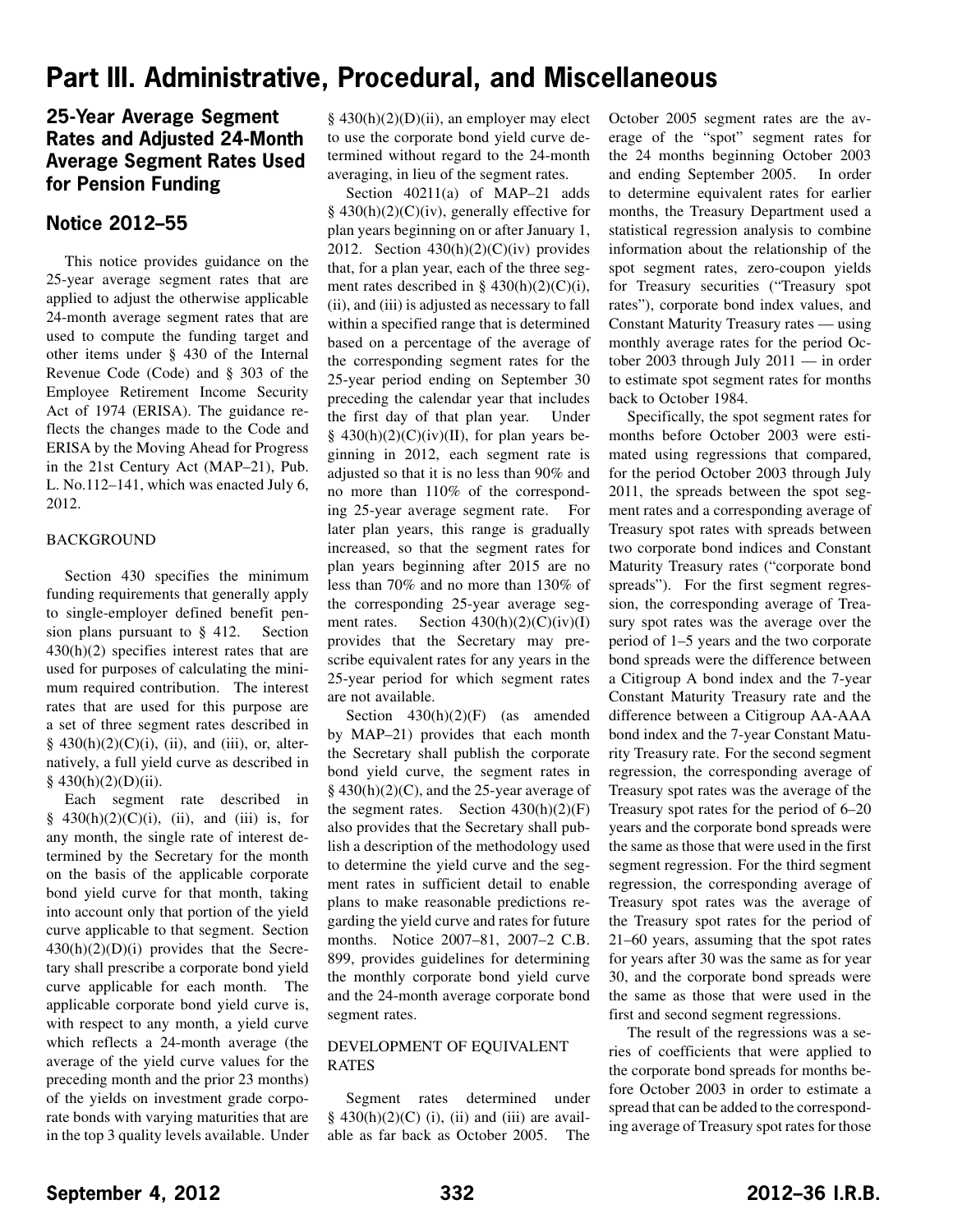# Part III. Administrative, Procedural, and Miscellaneous

## 25-Year Average Segment Rates and Adjusted 24-Month Average Segment Rates Used for Pension Funding

## Notice 2012–55

This notice provides guidance on the 25-year average segment rates that are applied to adjust the otherwise applicable 24-month average segment rates that are used to compute the funding target and other items under § 430 of the Internal Revenue Code (Code) and § 303 of the Employee Retirement Income Security Act of 1974 (ERISA). The guidance reflects the changes made to the Code and ERISA by the Moving Ahead for Progress in the 21st Century Act (MAP–21), Pub. L. No.112–141, which was enacted July 6, 2012.

### BACKGROUND

Section 430 specifies the minimum funding requirements that generally apply to single-employer defined benefit pension plans pursuant to § 412. Section 430(h)(2) specifies interest rates that are used for purposes of calculating the minimum required contribution. The interest rates that are used for this purpose are a set of three segment rates described in § 430(h)(2)(C)(i), (ii), and (iii), or, alternatively, a full yield curve as described in § 430(h)(2)(D)(ii).

Each segment rate described in § 430(h)(2)(C)(i), (ii), and (iii) is, for any month, the single rate of interest determined by the Secretary for the month on the basis of the applicable corporate bond yield curve for that month, taking into account only that portion of the yield curve applicable to that segment. Section 430(h)(2)(D)(i) provides that the Secretary shall prescribe a corporate bond yield curve applicable for each month. The applicable corporate bond yield curve is, with respect to any month, a yield curve which reflects a 24-month average (the average of the yield curve values for the preceding month and the prior 23 months) of the yields on investment grade corporate bonds with varying maturities that are in the top 3 quality levels available. Under § 430(h)(2)(D)(ii), an employer may elect to use the corporate bond yield curve determined without regard to the 24-month averaging, in lieu of the segment rates.

Section 40211(a) of MAP–21 adds § 430(h)(2)(C)(iv), generally effective for plan years beginning on or after January 1, 2012. Section 430(h)(2)(C)(iv) provides that, for a plan year, each of the three segment rates described in § 430(h)(2)(C)(i), (ii), and (iii) is adjusted as necessary to fall within a specified range that is determined based on a percentage of the average of the corresponding segment rates for the 25-year period ending on September 30 preceding the calendar year that includes the first day of that plan year. Under § 430(h)(2)(C)(iv)(II), for plan years beginning in 2012, each segment rate is adjusted so that it is no less than 90% and no more than 110% of the corresponding 25-year average segment rate. For later plan years, this range is gradually increased, so that the segment rates for plan years beginning after 2015 are no less than 70% and no more than 130% of the corresponding 25-year average segment rates. Section 430(h)(2)(C)(iv)(I) provides that the Secretary may prescribe equivalent rates for any years in the 25-year period for which segment rates are not available.

Section 430(h)(2)(F) (as amended by MAP–21) provides that each month the Secretary shall publish the corporate bond yield curve, the segment rates in § 430(h)(2)(C), and the 25-year average of the segment rates. Section 430(h)(2)(F) also provides that the Secretary shall publish a description of the methodology used to determine the yield curve and the segment rates in sufficient detail to enable plans to make reasonable predictions regarding the yield curve and rates for future months. Notice 2007–81, 2007–2 C.B. 899, provides guidelines for determining the monthly corporate bond yield curve and the 24-month average corporate bond segment rates.

### DEVELOPMENT OF EQUIVALENT RATES

Segment rates determined under § 430(h)(2)(C) (i), (ii) and (iii) are available as far back as October 2005. The October 2005 segment rates are the average of the "spot" segment rates for the 24 months beginning October 2003 and ending September 2005. In order to determine equivalent rates for earlier months, the Treasury Department used a statistical regression analysis to combine information about the relationship of the spot segment rates, zero-coupon yields for Treasury securities ("Treasury spot rates"), corporate bond index values, and Constant Maturity Treasury rates — using monthly average rates for the period October 2003 through July 2011 — in order to estimate spot segment rates for months back to October 1984.

Specifically, the spot segment rates for months before October 2003 were estimated using regressions that compared, for the period October 2003 through July 2011, the spreads between the spot segment rates and a corresponding average of Treasury spot rates with spreads between two corporate bond indices and Constant Maturity Treasury rates ("corporate bond spreads"). For the first segment regression, the corresponding average of Treasury spot rates was the average over the period of 1–5 years and the two corporate bond spreads were the difference between a Citigroup A bond index and the 7-year Constant Maturity Treasury rate and the difference between a Citigroup AA-AAA bond index and the 7-year Constant Maturity Treasury rate. For the second segment regression, the corresponding average of Treasury spot rates was the average of the Treasury spot rates for the period of 6–20 years and the corporate bond spreads were the same as those that were used in the first segment regression. For the third segment regression, the corresponding average of Treasury spot rates was the average of the Treasury spot rates for the period of 21–60 years, assuming that the spot rates for years after 30 was the same as for year 30, and the corporate bond spreads were the same as those that were used in the first and second segment regressions.

The result of the regressions was a series of coefficients that were applied to the corporate bond spreads for months before October 2003 in order to estimate a spread that can be added to the corresponding average of Treasury spot rates for those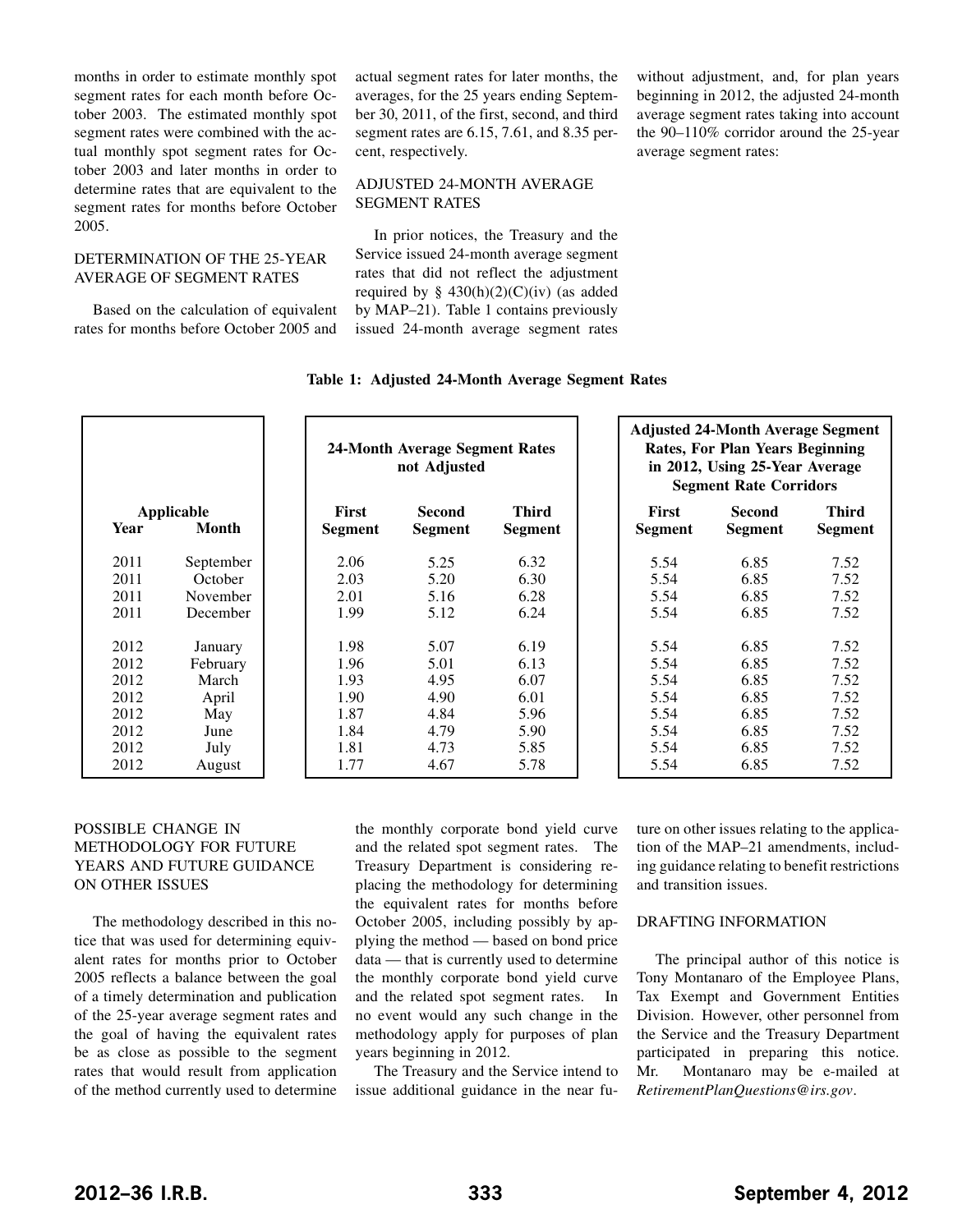months in order to estimate monthly spot segment rates for each month before October 2003. The estimated monthly spot segment rates were combined with the actual monthly spot segment rates for October 2003 and later months in order to determine rates that are equivalent to the segment rates for months before October 2005.

## DETERMINATION OF THE 25-YEAR AVERAGE OF SEGMENT RATES

Based on the calculation of equivalent rates for months before October 2005 and actual segment rates for later months, the averages, for the 25 years ending September 30, 2011, of the first, second, and third segment rates are 6.15, 7.61, and 8.35 percent, respectively.

## ADJUSTED 24-MONTH AVERAGE SEGMENT RATES

In prior notices, the Treasury and the Service issued 24-month average segment rates that did not reflect the adjustment required by § 430(h)(2)(C)(iv) (as added by MAP–21). Table 1 contains previously issued 24-month average segment rates without adjustment, and, for plan years beginning in 2012, the adjusted 24-month average segment rates taking into account the 90–110% corridor around the 25-year average segment rates:

**Table 1: Adjusted 24-Month Average Segment Rates**

| Applicable | | 24-Month Average Segment Rates not Adjusted | | | Adjusted 24-Month Average Segment Rates, For Plan Years Beginning in 2012, Using 25-Year Average Segment Rate Corridors | | |
|---|---|---|---|---|---|---|---|
| **Year** | **Month** | **First Segment** | **Second Segment** | **Third Segment** | **First Segment** | **Second Segment** | **Third Segment** |
| 2011 | September | 2.06 | 5.25 | 6.32 | 5.54 | 6.85 | 7.52 |
| 2011 | October | 2.03 | 5.20 | 6.30 | 5.54 | 6.85 | 7.52 |
| 2011 | November | 2.01 | 5.16 | 6.28 | 5.54 | 6.85 | 7.52 |
| 2011 | December | 1.99 | 5.12 | 6.24 | 5.54 | 6.85 | 7.52 |
| 2012 | January | 1.98 | 5.07 | 6.19 | 5.54 | 6.85 | 7.52 |
| 2012 | February | 1.96 | 5.01 | 6.13 | 5.54 | 6.85 | 7.52 |
| 2012 | March | 1.93 | 4.95 | 6.07 | 5.54 | 6.85 | 7.52 |
| 2012 | April | 1.90 | 4.90 | 6.01 | 5.54 | 6.85 | 7.52 |
| 2012 | May | 1.87 | 4.84 | 5.96 | 5.54 | 6.85 | 7.52 |
| 2012 | June | 1.84 | 4.79 | 5.90 | 5.54 | 6.85 | 7.52 |
| 2012 | July | 1.81 | 4.73 | 5.85 | 5.54 | 6.85 | 7.52 |
| 2012 | August | 1.77 | 4.67 | 5.78 | 5.54 | 6.85 | 7.52 |

## POSSIBLE CHANGE IN METHODOLOGY FOR FUTURE YEARS AND FUTURE GUIDANCE ON OTHER ISSUES

The methodology described in this notice that was used for determining equivalent rates for months prior to October 2005 reflects a balance between the goal of a timely determination and publication of the 25-year average segment rates and the goal of having the equivalent rates be as close as possible to the segment rates that would result from application of the method currently used to determine the monthly corporate bond yield curve and the related spot segment rates. The Treasury Department is considering replacing the methodology for determining the equivalent rates for months before October 2005, including possibly by applying the method — based on bond price data — that is currently used to determine the monthly corporate bond yield curve and the related spot segment rates. In no event would any such change in the methodology apply for purposes of plan years beginning in 2012.

The Treasury and the Service intend to issue additional guidance in the near future on other issues relating to the application of the MAP–21 amendments, including guidance relating to benefit restrictions and transition issues.

## DRAFTING INFORMATION

The principal author of this notice is Tony Montanaro of the Employee Plans, Tax Exempt and Government Entities Division. However, other personnel from the Service and the Treasury Department participated in preparing this notice. Mr. Montanaro may be e-mailed at *RetirementPlanQuestions@irs.gov*.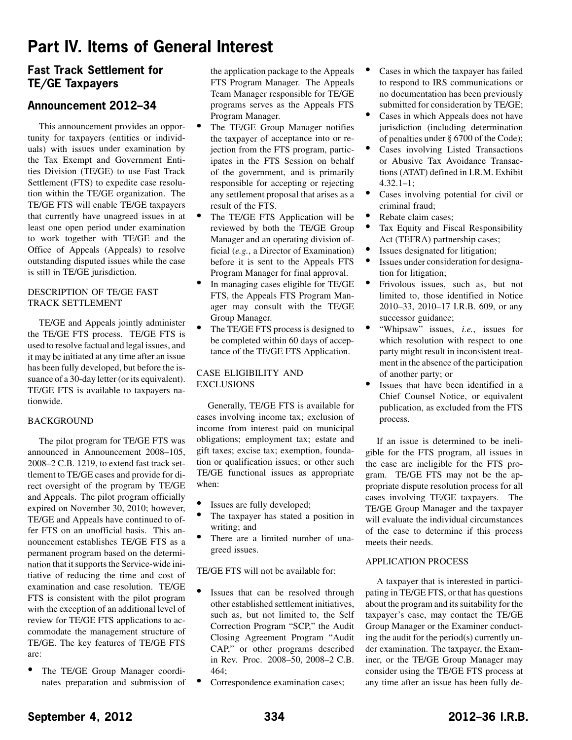# Part IV. Items of General Interest

## Fast Track Settlement for TE/GE Taxpayers

## Announcement 2012–34

This announcement provides an opportunity for taxpayers (entities or individuals) with issues under examination by the Tax Exempt and Government Entities Division (TE/GE) to use Fast Track Settlement (FTS) to expedite case resolution within the TE/GE organization. The TE/GE FTS will enable TE/GE taxpayers that currently have unagreed issues in at least one open period under examination to work together with TE/GE and the Office of Appeals (Appeals) to resolve outstanding disputed issues while the case is still in TE/GE jurisdiction.

DESCRIPTION OF TE/GE FAST TRACK SETTLEMENT

TE/GE and Appeals jointly administer the TE/GE FTS process. TE/GE FTS is used to resolve factual and legal issues, and it may be initiated at any time after an issue has been fully developed, but before the issuance of a 30-day letter (or its equivalent). TE/GE FTS is available to taxpayers nationwide.

BACKGROUND

The pilot program for TE/GE FTS was announced in Announcement 2008–105, 2008–2 C.B. 1219, to extend fast track settlement to TE/GE cases and provide for direct oversight of the program by TE/GE and Appeals. The pilot program officially expired on November 30, 2010; however, TE/GE and Appeals have continued to offer FTS on an unofficial basis. This announcement establishes TE/GE FTS as a permanent program based on the determination that it supports the Service-wide initiative of reducing the time and cost of examination and case resolution. TE/GE FTS is consistent with the pilot program with the exception of an additional level of review for TE/GE FTS applications to accommodate the management structure of TE/GE. The key features of TE/GE FTS are:

- The TE/GE Group Manager coordinates preparation and submission of the application package to the Appeals FTS Program Manager. The Appeals Team Manager responsible for TE/GE programs serves as the Appeals FTS Program Manager.
- The TE/GE Group Manager notifies the taxpayer of acceptance into or rejection from the FTS program, participates in the FTS Session on behalf of the government, and is primarily responsible for accepting or rejecting any settlement proposal that arises as a result of the FTS.
- The TE/GE FTS Application will be reviewed by both the TE/GE Group Manager and an operating division official (*e.g.*, a Director of Examination) before it is sent to the Appeals FTS Program Manager for final approval.
- In managing cases eligible for TE/GE FTS, the Appeals FTS Program Manager may consult with the TE/GE Group Manager.
- The TE/GE FTS process is designed to be completed within 60 days of acceptance of the TE/GE FTS Application.

CASE ELIGIBILITY AND EXCLUSIONS

Generally, TE/GE FTS is available for cases involving income tax; exclusion of income from interest paid on municipal obligations; employment tax; estate and gift taxes; excise tax; exemption, foundation or qualification issues; or other such TE/GE functional issues as appropriate when:

- Issues are fully developed;
- The taxpayer has stated a position in writing; and
- There are a limited number of unagreed issues.

TE/GE FTS will not be available for:

- Issues that can be resolved through other established settlement initiatives, such as, but not limited to, the Self Correction Program "SCP," the Audit Closing Agreement Program "Audit CAP," or other programs described in Rev. Proc. 2008–50, 2008–2 C.B. 464;
- Correspondence examination cases;
- Cases in which the taxpayer has failed to respond to IRS communications or no documentation has been previously submitted for consideration by TE/GE;
- Cases in which Appeals does not have jurisdiction (including determination of penalties under § 6700 of the Code);
- Cases involving Listed Transactions or Abusive Tax Avoidance Transactions (ATAT) defined in I.R.M. Exhibit 4.32.1–1;
- Cases involving potential for civil or criminal fraud;
- Rebate claim cases;
- Tax Equity and Fiscal Responsibility Act (TEFRA) partnership cases;
- Issues designated for litigation;
- Issues under consideration for designation for litigation;
- Frivolous issues, such as, but not limited to, those identified in Notice 2010–33, 2010–17 I.R.B. 609, or any successor guidance;
- "Whipsaw" issues, *i.e.*, issues for which resolution with respect to one party might result in inconsistent treatment in the absence of the participation of another party; or
- Issues that have been identified in a Chief Counsel Notice, or equivalent publication, as excluded from the FTS process.

If an issue is determined to be ineligible for the FTS program, all issues in the case are ineligible for the FTS program. TE/GE FTS may not be the appropriate dispute resolution process for all cases involving TE/GE taxpayers. The TE/GE Group Manager and the taxpayer will evaluate the individual circumstances of the case to determine if this process meets their needs.

APPLICATION PROCESS

A taxpayer that is interested in participating in TE/GE FTS, or that has questions about the program and its suitability for the taxpayer's case, may contact the TE/GE Group Manager or the Examiner conducting the audit for the period(s) currently under examination. The taxpayer, the Examiner, or the TE/GE Group Manager may consider using the TE/GE FTS process at any time after an issue has been fully de-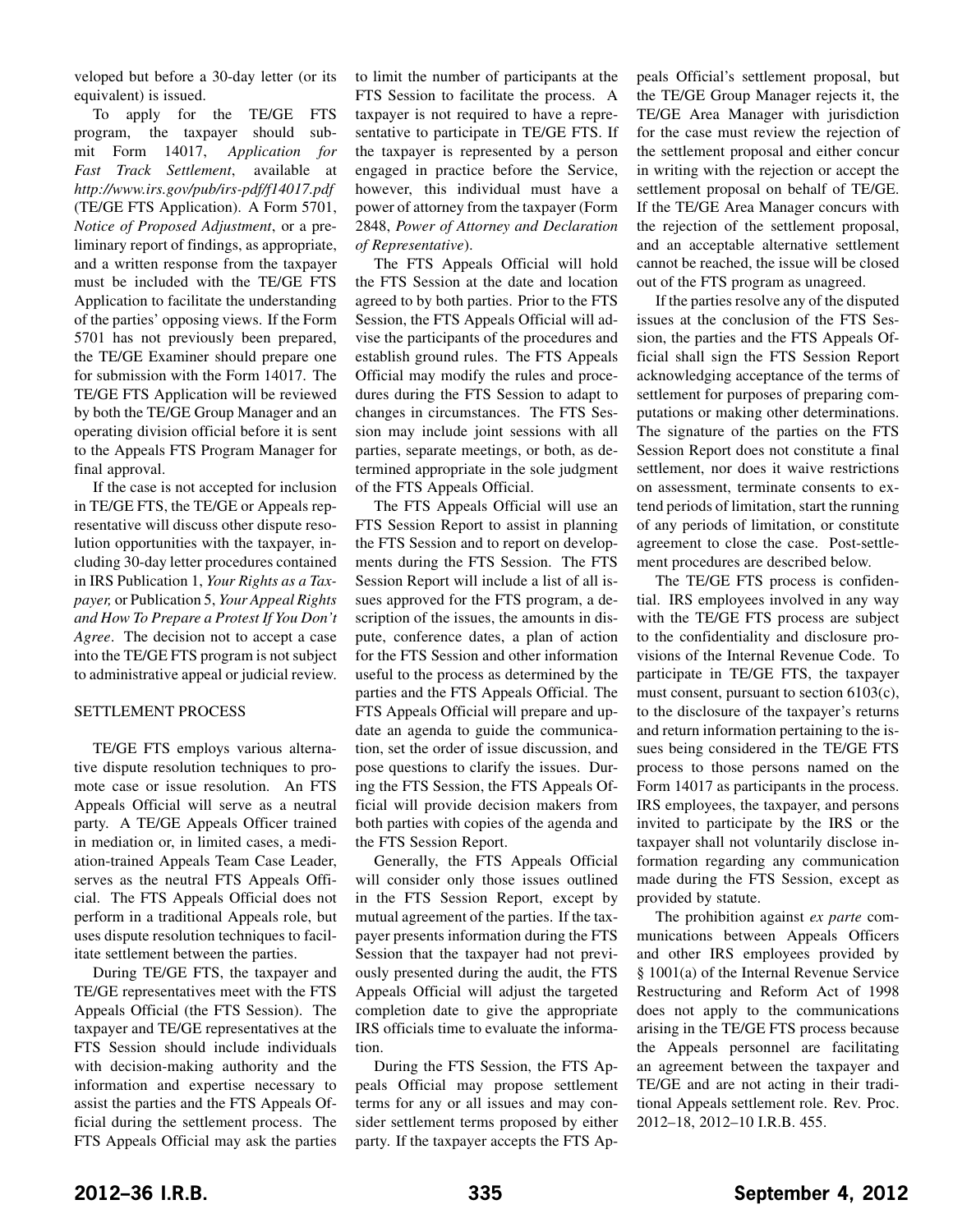veloped but before a 30-day letter (or its equivalent) is issued.

To apply for the TE/GE FTS program, the taxpayer should submit Form 14017, *Application for Fast Track Settlement*, available at *http://www.irs.gov/pub/irs-pdf/f14017.pdf* (TE/GE FTS Application). A Form 5701, *Notice of Proposed Adjustment*, or a preliminary report of findings, as appropriate, and a written response from the taxpayer must be included with the TE/GE FTS Application to facilitate the understanding of the parties' opposing views. If the Form 5701 has not previously been prepared, the TE/GE Examiner should prepare one for submission with the Form 14017. The TE/GE FTS Application will be reviewed by both the TE/GE Group Manager and an operating division official before it is sent to the Appeals FTS Program Manager for final approval.

If the case is not accepted for inclusion in TE/GE FTS, the TE/GE or Appeals representative will discuss other dispute resolution opportunities with the taxpayer, including 30-day letter procedures contained in IRS Publication 1, *Your Rights as a Taxpayer,* or Publication 5, *Your Appeal Rights and How To Prepare a Protest If You Don't Agree*. The decision not to accept a case into the TE/GE FTS program is not subject to administrative appeal or judicial review.

SETTLEMENT PROCESS

TE/GE FTS employs various alternative dispute resolution techniques to promote case or issue resolution. An FTS Appeals Official will serve as a neutral party. A TE/GE Appeals Officer trained in mediation or, in limited cases, a mediation-trained Appeals Team Case Leader, serves as the neutral FTS Appeals Official. The FTS Appeals Official does not perform in a traditional Appeals role, but uses dispute resolution techniques to facilitate settlement between the parties.

During TE/GE FTS, the taxpayer and TE/GE representatives meet with the FTS Appeals Official (the FTS Session). The taxpayer and TE/GE representatives at the FTS Session should include individuals with decision-making authority and the information and expertise necessary to assist the parties and the FTS Appeals Official during the settlement process. The FTS Appeals Official may ask the parties to limit the number of participants at the FTS Session to facilitate the process. A taxpayer is not required to have a representative to participate in TE/GE FTS. If the taxpayer is represented by a person engaged in practice before the Service, however, this individual must have a power of attorney from the taxpayer (Form 2848, *Power of Attorney and Declaration of Representative*).

The FTS Appeals Official will hold the FTS Session at the date and location agreed to by both parties. Prior to the FTS Session, the FTS Appeals Official will advise the participants of the procedures and establish ground rules. The FTS Appeals Official may modify the rules and procedures during the FTS Session to adapt to changes in circumstances. The FTS Session may include joint sessions with all parties, separate meetings, or both, as determined appropriate in the sole judgment of the FTS Appeals Official.

The FTS Appeals Official will use an FTS Session Report to assist in planning the FTS Session and to report on developments during the FTS Session. The FTS Session Report will include a list of all issues approved for the FTS program, a description of the issues, the amounts in dispute, conference dates, a plan of action for the FTS Session and other information useful to the process as determined by the parties and the FTS Appeals Official. The FTS Appeals Official will prepare and update an agenda to guide the communication, set the order of issue discussion, and pose questions to clarify the issues. During the FTS Session, the FTS Appeals Official will provide decision makers from both parties with copies of the agenda and the FTS Session Report.

Generally, the FTS Appeals Official will consider only those issues outlined in the FTS Session Report, except by mutual agreement of the parties. If the taxpayer presents information during the FTS Session that the taxpayer had not previously presented during the audit, the FTS Appeals Official will adjust the targeted completion date to give the appropriate IRS officials time to evaluate the information.

During the FTS Session, the FTS Appeals Official may propose settlement terms for any or all issues and may consider settlement terms proposed by either party. If the taxpayer accepts the FTS Appeals Official's settlement proposal, but the TE/GE Group Manager rejects it, the TE/GE Area Manager with jurisdiction for the case must review the rejection of the settlement proposal and either concur in writing with the rejection or accept the settlement proposal on behalf of TE/GE. If the TE/GE Area Manager concurs with the rejection of the settlement proposal, and an acceptable alternative settlement cannot be reached, the issue will be closed out of the FTS program as unagreed.

If the parties resolve any of the disputed issues at the conclusion of the FTS Session, the parties and the FTS Appeals Official shall sign the FTS Session Report acknowledging acceptance of the terms of settlement for purposes of preparing computations or making other determinations. The signature of the parties on the FTS Session Report does not constitute a final settlement, nor does it waive restrictions on assessment, terminate consents to extend periods of limitation, start the running of any periods of limitation, or constitute agreement to close the case. Post-settlement procedures are described below.

The TE/GE FTS process is confidential. IRS employees involved in any way with the TE/GE FTS process are subject to the confidentiality and disclosure provisions of the Internal Revenue Code. To participate in TE/GE FTS, the taxpayer must consent, pursuant to section 6103(c), to the disclosure of the taxpayer's returns and return information pertaining to the issues being considered in the TE/GE FTS process to those persons named on the Form 14017 as participants in the process. IRS employees, the taxpayer, and persons invited to participate by the IRS or the taxpayer shall not voluntarily disclose information regarding any communication made during the FTS Session, except as provided by statute.

The prohibition against *ex parte* communications between Appeals Officers and other IRS employees provided by § 1001(a) of the Internal Revenue Service Restructuring and Reform Act of 1998 does not apply to the communications arising in the TE/GE FTS process because the Appeals personnel are facilitating an agreement between the taxpayer and TE/GE and are not acting in their traditional Appeals settlement role. Rev. Proc. 2012–18, 2012–10 I.R.B. 455.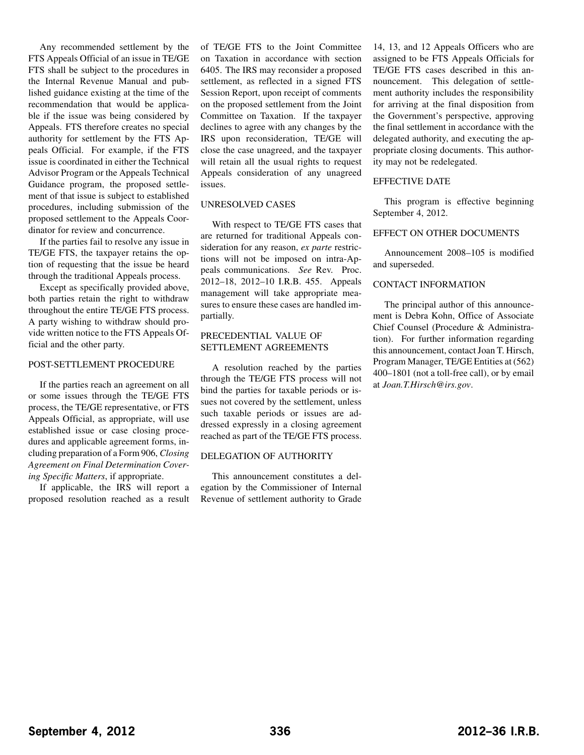Any recommended settlement by the FTS Appeals Official of an issue in TE/GE FTS shall be subject to the procedures in the Internal Revenue Manual and published guidance existing at the time of the recommendation that would be applicable if the issue was being considered by Appeals. FTS therefore creates no special authority for settlement by the FTS Appeals Official. For example, if the FTS issue is coordinated in either the Technical Advisor Program or the Appeals Technical Guidance program, the proposed settlement of that issue is subject to established procedures, including submission of the proposed settlement to the Appeals Coordinator for review and concurrence.

If the parties fail to resolve any issue in TE/GE FTS, the taxpayer retains the option of requesting that the issue be heard through the traditional Appeals process.

Except as specifically provided above, both parties retain the right to withdraw throughout the entire TE/GE FTS process. A party wishing to withdraw should provide written notice to the FTS Appeals Official and the other party.

## POST-SETTLEMENT PROCEDURE

If the parties reach an agreement on all or some issues through the TE/GE FTS process, the TE/GE representative, or FTS Appeals Official, as appropriate, will use established issue or case closing procedures and applicable agreement forms, including preparation of a Form 906, *Closing Agreement on Final Determination Covering Specific Matters*, if appropriate.

If applicable, the IRS will report a proposed resolution reached as a result of TE/GE FTS to the Joint Committee on Taxation in accordance with section 6405. The IRS may reconsider a proposed settlement, as reflected in a signed FTS Session Report, upon receipt of comments on the proposed settlement from the Joint Committee on Taxation. If the taxpayer declines to agree with any changes by the IRS upon reconsideration, TE/GE will close the case unagreed, and the taxpayer will retain all the usual rights to request Appeals consideration of any unagreed issues.

## UNRESOLVED CASES

With respect to TE/GE FTS cases that are returned for traditional Appeals consideration for any reason, *ex parte* restrictions will not be imposed on intra-Appeals communications. *See* Rev. Proc. 2012–18, 2012–10 I.R.B. 455. Appeals management will take appropriate measures to ensure these cases are handled impartially.

## PRECEDENTIAL VALUE OF SETTLEMENT AGREEMENTS

A resolution reached by the parties through the TE/GE FTS process will not bind the parties for taxable periods or issues not covered by the settlement, unless such taxable periods or issues are addressed expressly in a closing agreement reached as part of the TE/GE FTS process.

## DELEGATION OF AUTHORITY

This announcement constitutes a delegation by the Commissioner of Internal Revenue of settlement authority to Grade 14, 13, and 12 Appeals Officers who are assigned to be FTS Appeals Officials for TE/GE FTS cases described in this announcement. This delegation of settlement authority includes the responsibility for arriving at the final disposition from the Government's perspective, approving the final settlement in accordance with the delegated authority, and executing the appropriate closing documents. This authority may not be redelegated.

## EFFECTIVE DATE

This program is effective beginning September 4, 2012.

## EFFECT ON OTHER DOCUMENTS

Announcement 2008–105 is modified and superseded.

## CONTACT INFORMATION

The principal author of this announcement is Debra Kohn, Office of Associate Chief Counsel (Procedure & Administration). For further information regarding this announcement, contact Joan T. Hirsch, Program Manager, TE/GE Entities at (562) 400–1801 (not a toll-free call), or by email at *Joan.T.Hirsch@irs.gov*.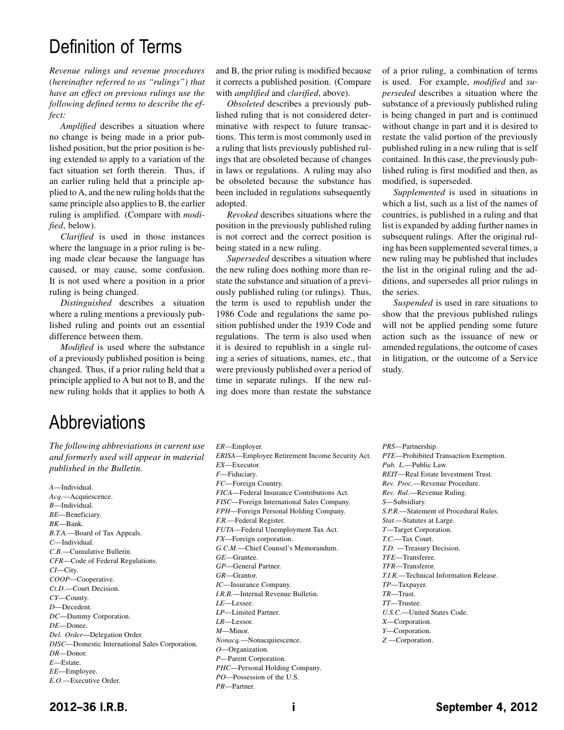# Definition of Terms

*Revenue rulings and revenue procedures (hereinafter referred to as "rulings") that have an effect on previous rulings use the following defined terms to describe the effect:*

*Amplified* describes a situation where no change is being made in a prior published position, but the prior position is being extended to apply to a variation of the fact situation set forth therein. Thus, if an earlier ruling held that a principle applied to A, and the new ruling holds that the same principle also applies to B, the earlier ruling is amplified. (Compare with *modified*, below).

*Clarified* is used in those instances where the language in a prior ruling is being made clear because the language has caused, or may cause, some confusion. It is not used where a position in a prior ruling is being changed.

*Distinguished* describes a situation where a ruling mentions a previously published ruling and points out an essential difference between them.

*Modified* is used where the substance of a previously published position is being changed. Thus, if a prior ruling held that a principle applied to A but not to B, and the new ruling holds that it applies to both A and B, the prior ruling is modified because it corrects a published position. (Compare with *amplified* and *clarified*, above).

*Obsoleted* describes a previously published ruling that is not considered determinative with respect to future transactions. This term is most commonly used in a ruling that lists previously published rulings that are obsoleted because of changes in laws or regulations. A ruling may also be obsoleted because the substance has been included in regulations subsequently adopted.

*Revoked* describes situations where the position in the previously published ruling is not correct and the correct position is being stated in a new ruling.

*Superseded* describes a situation where the new ruling does nothing more than restate the substance and situation of a previously published ruling (or rulings). Thus, the term is used to republish under the 1986 Code and regulations the same position published under the 1939 Code and regulations. The term is also used when it is desired to republish in a single ruling a series of situations, names, etc., that were previously published over a period of time in separate rulings. If the new ruling does more than restate the substance of a prior ruling, a combination of terms is used. For example, *modified* and *superseded* describes a situation where the substance of a previously published ruling is being changed in part and is continued without change in part and it is desired to restate the valid portion of the previously published ruling in a new ruling that is self contained. In this case, the previously published ruling is first modified and then, as modified, is superseded.

*Supplemented* is used in situations in which a list, such as a list of the names of countries, is published in a ruling and that list is expanded by adding further names in subsequent rulings. After the original ruling has been supplemented several times, a new ruling may be published that includes the list in the original ruling and the additions, and supersedes all prior rulings in the series.

*Suspended* is used in rare situations to show that the previous published rulings will not be applied pending some future action such as the issuance of new or amended regulations, the outcome of cases in litigation, or the outcome of a Service study.

# Abbreviations

*The following abbreviations in current use and formerly used will appear in material published in the Bulletin.*

*A*—Individual.
*Acq.*—Acquiescence.
*B*—Individual.
*BE*—Beneficiary.
*BK*—Bank.
*B.T.A.*—Board of Tax Appeals.
*C*—Individual.
*C.B.*—Cumulative Bulletin.
*CFR*—Code of Federal Regulations.
*CI*—City.
*COOP*—Cooperative.
*Ct.D.*—Court Decision.
*CY*—County.
*D*—Decedent.
*DC*—Dummy Corporation.
*DE*—Donee.
*Del. Order*—Delegation Order.
*DISC*—Domestic International Sales Corporation.
*DR*—Donor.
*E*—Estate.
*EE*—Employee.
*E.O.*—Executive Order.
*ER*—Employer.
*ERISA*—Employee Retirement Income Security Act.
*EX*—Executor.
*F*—Fiduciary.
*FC*—Foreign Country.
*FICA*—Federal Insurance Contributions Act.
*FISC*—Foreign International Sales Company.
*FPH*—Foreign Personal Holding Company.
*F.R.*—Federal Register.
*FUTA*—Federal Unemployment Tax Act.
*FX*—Foreign corporation.
*G.C.M.*—Chief Counsel's Memorandum.
*GE*—Grantee.
*GP*—General Partner.
*GR*—Grantor.
*IC*—Insurance Company.
*I.R.B.*—Internal Revenue Bulletin.
*LE*—Lessee.
*LP*—Limited Partner.
*LR*—Lessor.
*M*—Minor.
*Nonacq.*—Nonacquiescence.
*O*—Organization.
*P*—Parent Corporation.
*PHC*—Personal Holding Company.
*PO*—Possession of the U.S.
*PR*—Partner.
*PRS*—Partnership.
*PTE*—Prohibited Transaction Exemption.
*Pub. L.*—Public Law.
*REIT*—Real Estate Investment Trust.
*Rev. Proc.*—Revenue Procedure.
*Rev. Rul.*—Revenue Ruling.
*S*—Subsidiary.
*S.P.R.*—Statement of Procedural Rules.
*Stat.*—Statutes at Large.
*T*—Target Corporation.
*T.C.*—Tax Court.
*T.D.* —Treasury Decision.
*TFE*—Transferee.
*TFR*—Transferor.
*T.I.R.*—Technical Information Release.
*TP*—Taxpayer.
*TR*—Trust.
*TT*—Trustee.
*U.S.C.*—United States Code.
*X*—Corporation.
*Y*—Corporation.
*Z* —Corporation.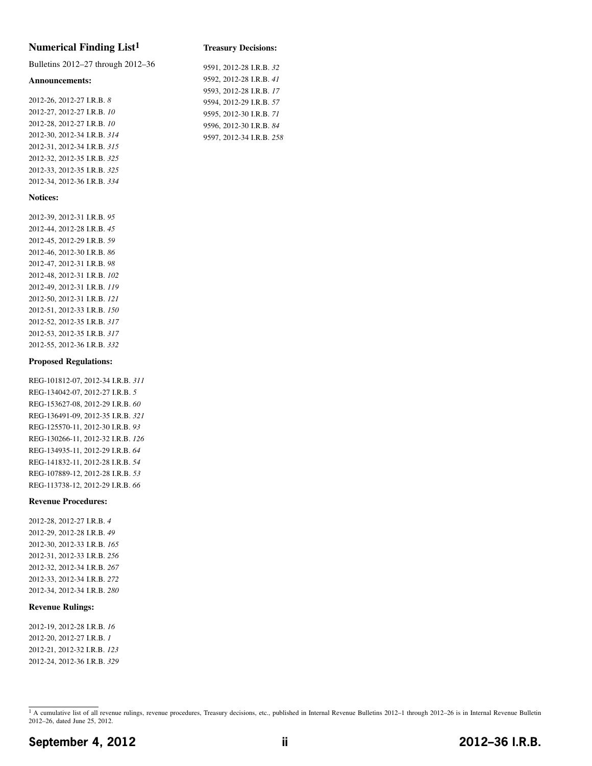## Numerical Finding List[1]

Bulletins 2012–27 through 2012–36

### Announcements:

2012-26, 2012-27 I.R.B. *8*
2012-27, 2012-27 I.R.B. *10*
2012-28, 2012-27 I.R.B. *10*
2012-30, 2012-34 I.R.B. *314*
2012-31, 2012-34 I.R.B. *315*
2012-32, 2012-35 I.R.B. *325*
2012-33, 2012-35 I.R.B. *325*
2012-34, 2012-36 I.R.B. *334*

### Notices:

2012-39, 2012-31 I.R.B. *95*
2012-44, 2012-28 I.R.B. *45*
2012-45, 2012-29 I.R.B. *59*
2012-46, 2012-30 I.R.B. *86*
2012-47, 2012-31 I.R.B. *98*
2012-48, 2012-31 I.R.B. *102*
2012-49, 2012-31 I.R.B. *119*
2012-50, 2012-31 I.R.B. *121*
2012-51, 2012-33 I.R.B. *150*
2012-52, 2012-35 I.R.B. *317*
2012-53, 2012-35 I.R.B. *317*
2012-55, 2012-36 I.R.B. *332*

### Proposed Regulations:

REG-101812-07, 2012-34 I.R.B. *311*
REG-134042-07, 2012-27 I.R.B. *5*
REG-153627-08, 2012-29 I.R.B. *60*
REG-136491-09, 2012-35 I.R.B. *321*
REG-125570-11, 2012-30 I.R.B. *93*
REG-130266-11, 2012-32 I.R.B. *126*
REG-134935-11, 2012-29 I.R.B. *64*
REG-141832-11, 2012-28 I.R.B. *54*
REG-107889-12, 2012-28 I.R.B. *53*
REG-113738-12, 2012-29 I.R.B. *66*

### Revenue Procedures:

2012-28, 2012-27 I.R.B. *4*
2012-29, 2012-28 I.R.B. *49*
2012-30, 2012-33 I.R.B. *165*
2012-31, 2012-33 I.R.B. *256*
2012-32, 2012-34 I.R.B. *267*
2012-33, 2012-34 I.R.B. *272*
2012-34, 2012-34 I.R.B. *280*

### Revenue Rulings:

2012-19, 2012-28 I.R.B. *16*
2012-20, 2012-27 I.R.B. *1*
2012-21, 2012-32 I.R.B. *123*
2012-24, 2012-36 I.R.B. *329*

### Treasury Decisions:

9591, 2012-28 I.R.B. *32*
9592, 2012-28 I.R.B. *41*
9593, 2012-28 I.R.B. *17*
9594, 2012-29 I.R.B. *57*
9595, 2012-30 I.R.B. *71*
9596, 2012-30 I.R.B. *84*
9597, 2012-34 I.R.B. *258*

[1] A cumulative list of all revenue rulings, revenue procedures, Treasury decisions, etc., published in Internal Revenue Bulletins 2012–1 through 2012–26 is in Internal Revenue Bulletin 2012–26, dated June 25, 2012.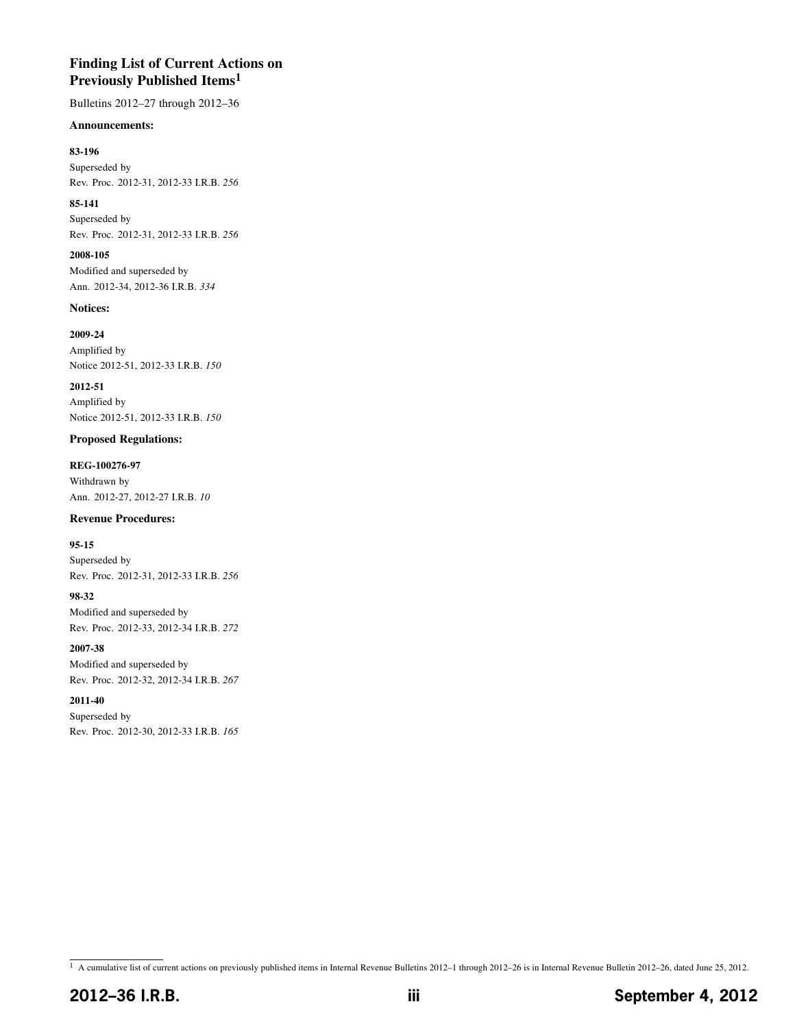## Finding List of Current Actions on Previously Published Items[1]

Bulletins 2012–27 through 2012–36

**Announcements:**

**83-196**
Superseded by
Rev. Proc. 2012-31, 2012-33 I.R.B. *256*

**85-141**
Superseded by
Rev. Proc. 2012-31, 2012-33 I.R.B. *256*

**2008-105**
Modified and superseded by
Ann. 2012-34, 2012-36 I.R.B. *334*

**Notices:**

**2009-24**
Amplified by
Notice 2012-51, 2012-33 I.R.B. *150*

**2012-51**
Amplified by
Notice 2012-51, 2012-33 I.R.B. *150*

**Proposed Regulations:**

**REG-100276-97**
Withdrawn by
Ann. 2012-27, 2012-27 I.R.B. *10*

**Revenue Procedures:**

**95-15**
Superseded by
Rev. Proc. 2012-31, 2012-33 I.R.B. *256*

**98-32**
Modified and superseded by
Rev. Proc. 2012-33, 2012-34 I.R.B. *272*

**2007-38**
Modified and superseded by
Rev. Proc. 2012-32, 2012-34 I.R.B. *267*

**2011-40**
Superseded by
Rev. Proc. 2012-30, 2012-33 I.R.B. *165*

---

[1] A cumulative list of current actions on previously published items in Internal Revenue Bulletins 2012–1 through 2012–26 is in Internal Revenue Bulletin 2012–26, dated June 25, 2012.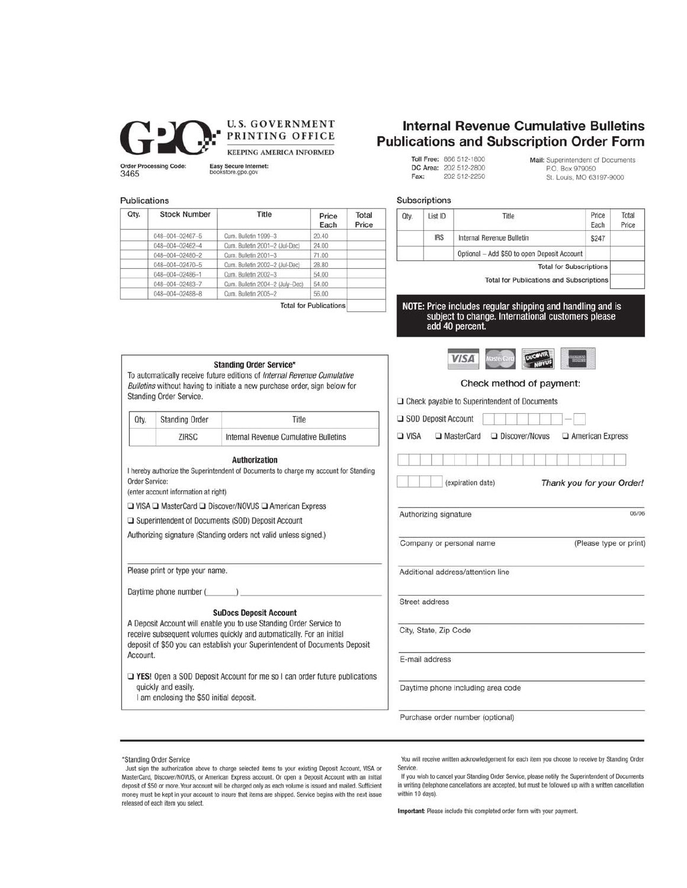**GPO U.S. GOVERNMENT PRINTING OFFICE**
KEEPING AMERICA INFORMED

Order Processing Code:
3465

Easy Secure Internet:
bookstore.gpo.gov

# Internal Revenue Cumulative Bulletins Publications and Subscription Order Form

**Toll Free:** 866 512-1800
**DC Area:** 202 512-2800
**Fax:** 202 512-2250

**Mail:** Superintendent of Documents
P.O. Box 979050
St. Louis, MO 63197-9000

## Publications

| Qty. | Stock Number | Title | Price Each | Total Price |
|---|---|---|---|---|
| | 048-004-02467-5 | Cum. Bulletin 1999–3 | 20.40 | |
| | 048-004-02462-4 | Cum. Bulletin 2001–2 (Jul-Dec) | 24.00 | |
| | 048-004-02480-2 | Cum. Bulletin 2001–3 | 71.00 | |
| | 048-004-02470-5 | Cum. Bulletin 2002–2 (Jul-Dec) | 28.80 | |
| | 048-004-02486-1 | Cum. Bulletin 2002–3 | 54.00 | |
| | 048-004-02483-7 | Cum. Bulletin 2004–2 (July–Dec) | 54.00 | |
| | 048-004-02488-8 | Cum. Bulletin 2005–2 | 56.00 | |
| | | | Total for Publications | |

## Subscriptions

| Qty. | List ID | Title | Price Each | Total Price |
|---|---|---|---|---|
| | IRS | Internal Revenue Bulletin | $247 | |
| | | Optional – Add $50 to open Deposit Account | | |
| | | | Total for Subscriptions | |
| | | | Total for Publications and Subscriptions | |

**NOTE: Price includes regular shipping and handling and is subject to change. International customers please add 40 percent.**

### Check method of payment:

❑ Check payable to Superintendent of Documents

❑ SOD Deposit Account ☐☐☐☐☐☐☐ – ☐

❑ VISA ❑ MasterCard ❑ Discover/Novus ❑ American Express

☐☐☐☐☐☐☐☐☐☐☐☐☐☐☐☐☐☐☐☐

☐☐☐☐ (expiration date)

*Thank you for your Order!*

Authorizing signature 06/06

Company or personal name (Please type or print)

Additional address/attention line

Street address

City, State, Zip Code

E-mail address

Daytime phone including area code

Purchase order number (optional)

### Standing Order Service*

To automatically receive future editions of *Internal Revenue Cumulative Bulletins* without having to initiate a new purchase order, sign below for Standing Order Service.

| Qty. | Standing Order | Title |
|---|---|---|
| | ZIRSC | Internal Revenue Cumulative Bulletins |

### Authorization

I hereby authorize the Superintendent of Documents to charge my account for Standing Order Service:
(enter account information at right)

❑ VISA ❑ MasterCard ❑ Discover/NOVUS ❑ American Express

❑ Superintendent of Documents (SOD) Deposit Account

Authorizing signature (Standing orders not valid unless signed.)

Please print or type your name.

Daytime phone number (_______) ____________________

### SuDocs Deposit Account

A Deposit Account will enable you to use Standing Order Service to receive subsequent volumes quickly and automatically. For an initial deposit of $50 you can establish your Superintendent of Documents Deposit Account.

❑ **YES!** Open a SOD Deposit Account for me so I can order future publications quickly and easily.
I am enclosing the $50 initial deposit.

---

*Standing Order Service

Just sign the authorization above to charge selected items to your existing Deposit Account, VISA or MasterCard, Discover/NOVUS, or American Express account. Or open a Deposit Account with an initial deposit of $50 or more. Your account will be charged only as each volume is issued and mailed. Sufficient money must be kept in your account to insure that items are shipped. Service begins with the next issue released of each item you select.

You will receive written acknowledgement for each item you choose to receive by Standing Order Service.

If you wish to cancel your Standing Order Service, please notify the Superintendent of Documents in writing (telephone cancellations are accepted, but must be followed up with a written cancellation within 10 days).

**Important:** Please include this completed order form with your payment.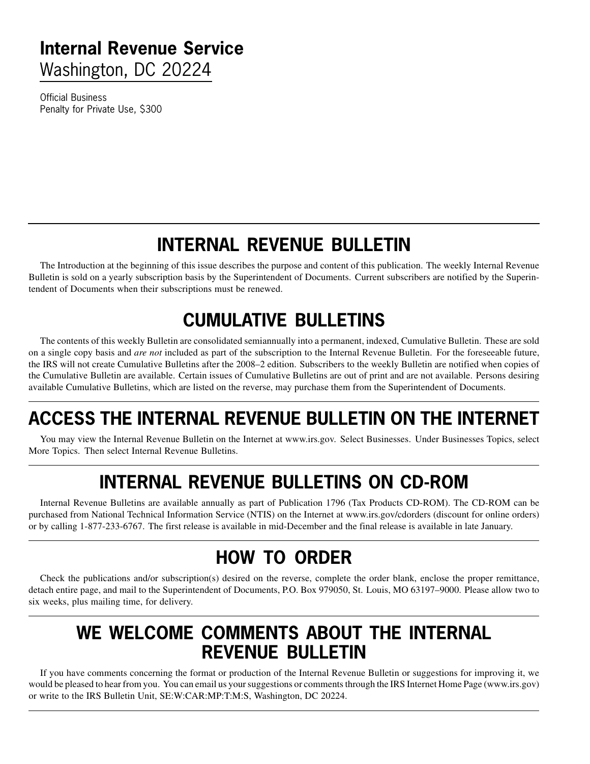**Internal Revenue Service**
Washington, DC 20224

Official Business
Penalty for Private Use, $300

# INTERNAL REVENUE BULLETIN

The Introduction at the beginning of this issue describes the purpose and content of this publication. The weekly Internal Revenue Bulletin is sold on a yearly subscription basis by the Superintendent of Documents. Current subscribers are notified by the Superintendent of Documents when their subscriptions must be renewed.

# CUMULATIVE BULLETINS

The contents of this weekly Bulletin are consolidated semiannually into a permanent, indexed, Cumulative Bulletin. These are sold on a single copy basis and *are not* included as part of the subscription to the Internal Revenue Bulletin. For the foreseeable future, the IRS will not create Cumulative Bulletins after the 2008–2 edition. Subscribers to the weekly Bulletin are notified when copies of the Cumulative Bulletin are available. Certain issues of Cumulative Bulletins are out of print and are not available. Persons desiring available Cumulative Bulletins, which are listed on the reverse, may purchase them from the Superintendent of Documents.

# ACCESS THE INTERNAL REVENUE BULLETIN ON THE INTERNET

You may view the Internal Revenue Bulletin on the Internet at www.irs.gov. Select Businesses. Under Businesses Topics, select More Topics. Then select Internal Revenue Bulletins.

# INTERNAL REVENUE BULLETINS ON CD-ROM

Internal Revenue Bulletins are available annually as part of Publication 1796 (Tax Products CD-ROM). The CD-ROM can be purchased from National Technical Information Service (NTIS) on the Internet at www.irs.gov/cdorders (discount for online orders) or by calling 1-877-233-6767. The first release is available in mid-December and the final release is available in late January.

# HOW TO ORDER

Check the publications and/or subscription(s) desired on the reverse, complete the order blank, enclose the proper remittance, detach entire page, and mail to the Superintendent of Documents, P.O. Box 979050, St. Louis, MO 63197–9000. Please allow two to six weeks, plus mailing time, for delivery.

# WE WELCOME COMMENTS ABOUT THE INTERNAL REVENUE BULLETIN

If you have comments concerning the format or production of the Internal Revenue Bulletin or suggestions for improving it, we would be pleased to hear from you. You can email us your suggestions or comments through the IRS Internet Home Page (www.irs.gov) or write to the IRS Bulletin Unit, SE:W:CAR:MP:T:M:S, Washington, DC 20224.